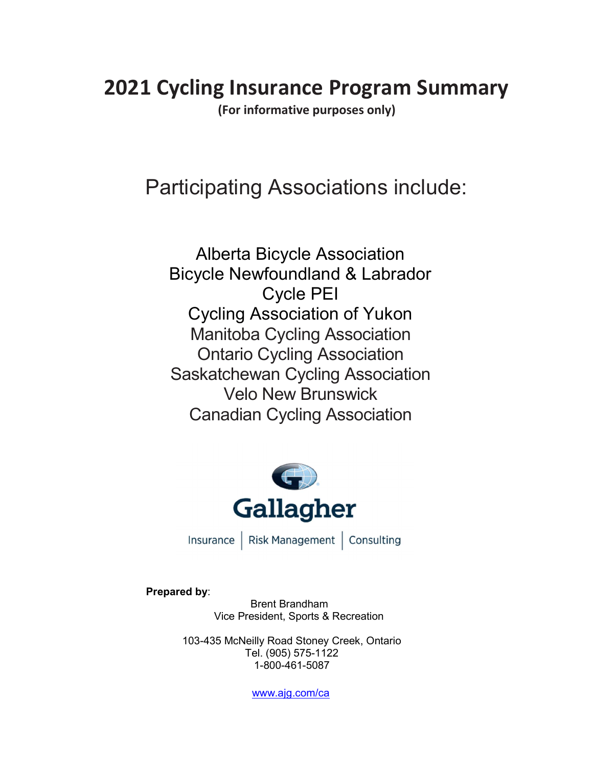# 2021 Cycling Insurance Program Summary

**(For informative purposes only)**

## Participating Associations include:

Alberta Bicycle Association
Bicycle Newfoundland & Labrador
Cycle PEI
Cycling Association of Yukon
Manitoba Cycling Association
Ontario Cycling Association
Saskatchewan Cycling Association
Velo New Brunswick
Canadian Cycling Association

Gallagher

Insurance | Risk Management | Consulting

**Prepared by**:

Brent Brandham
Vice President, Sports & Recreation

103-435 McNeilly Road Stoney Creek, Ontario
Tel. (905) 575-1122
1-800-461-5087

www.ajg.com/ca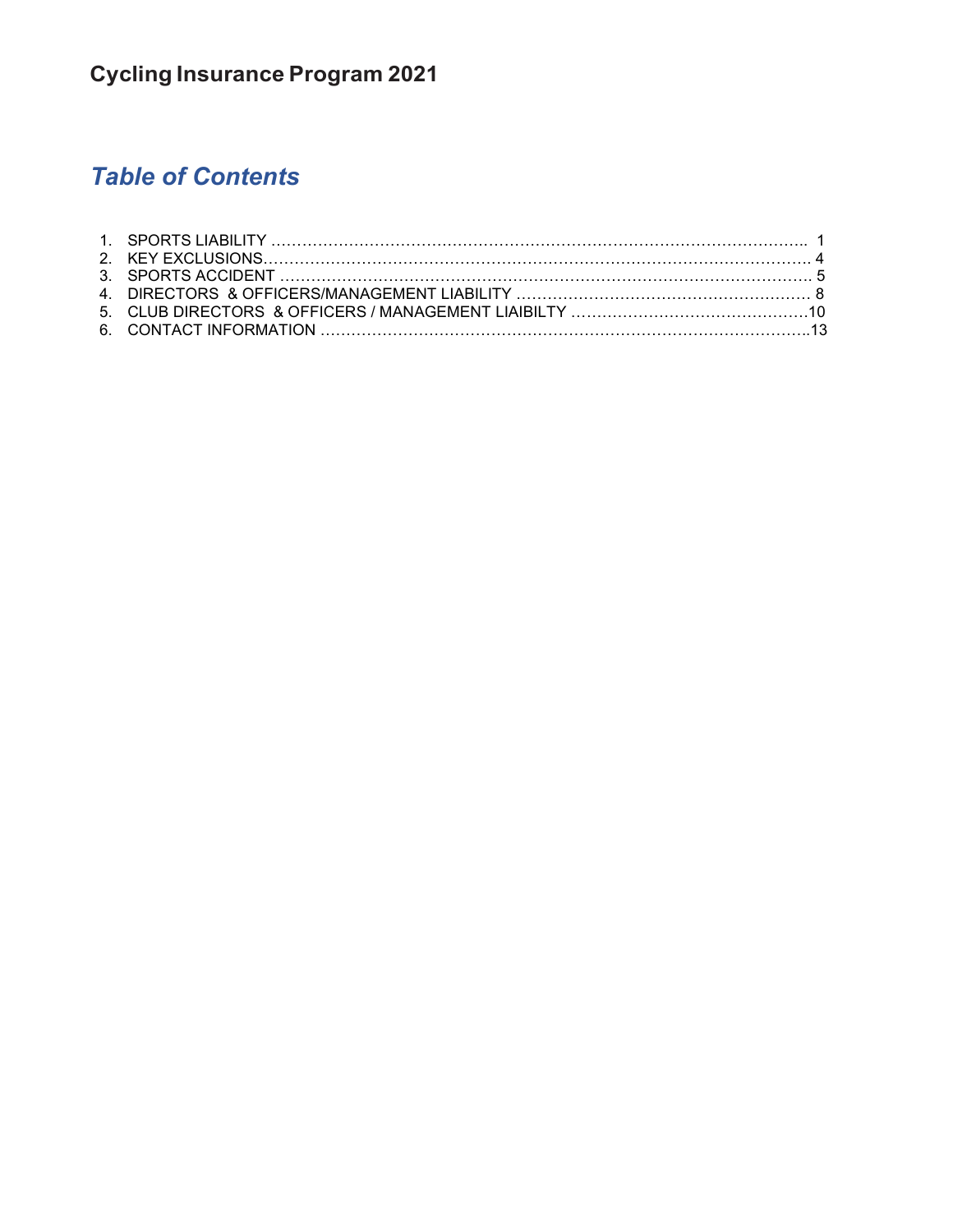# Cycling Insurance Program 2021

## *Table of Contents*

1. SPORTS LIABILITY ………………………………………………………………………………………….. 1
2. KEY EXCLUSIONS…………………………………………………………………………………………… 4
3. SPORTS ACCIDENT ………………………………………………………………………………………… 5
4. DIRECTORS & OFFICERS/MANAGEMENT LIABILITY ………………………………………………… 8
5. CLUB DIRECTORS & OFFICERS / MANAGEMENT LIAIBILTY ………………………………………10
6. CONTACT INFORMATION ………………………………………………………………………………..13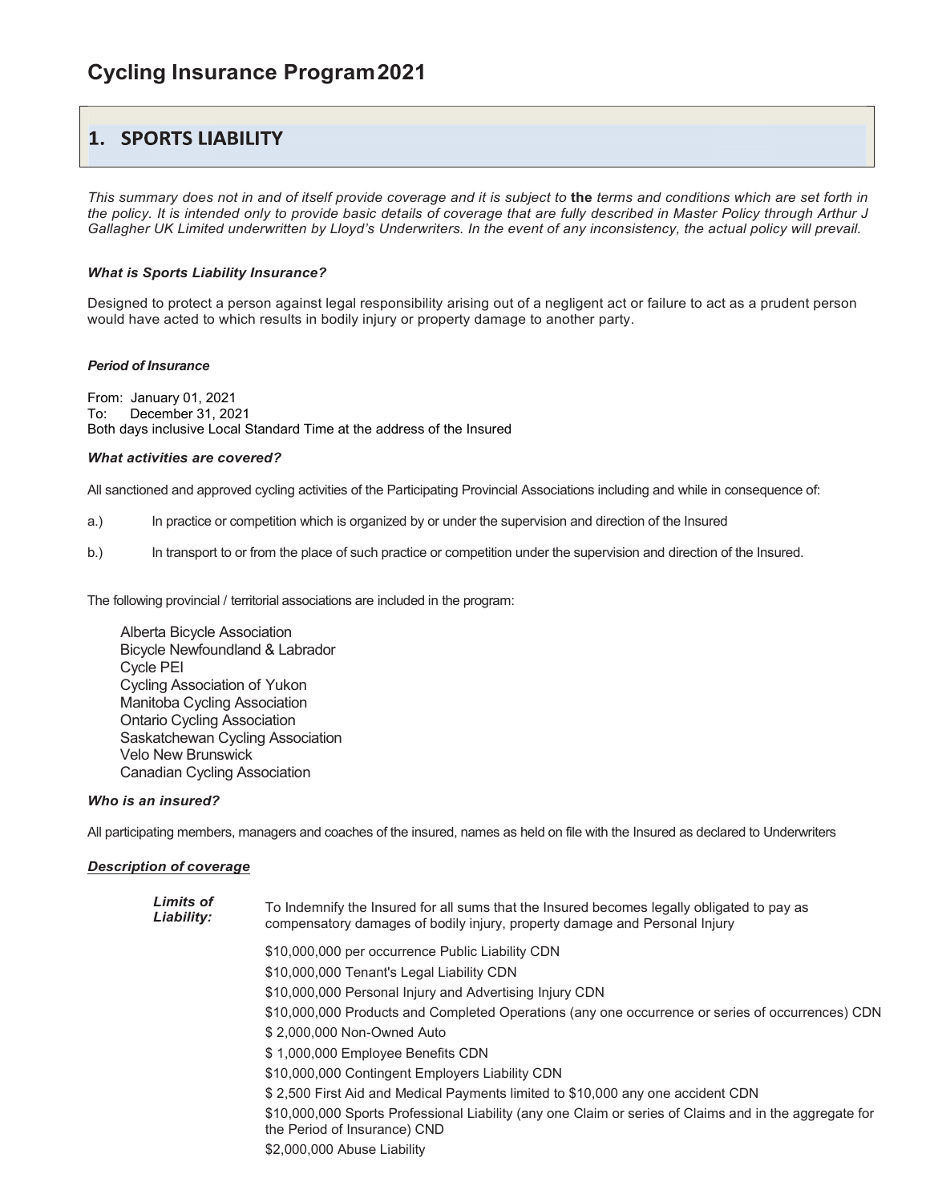# Cycling Insurance Program 2021

## 1. SPORTS LIABILITY

*This summary does not in and of itself provide coverage and it is subject to* **the** *terms and conditions which are set forth in the policy. It is intended only to provide basic details of coverage that are fully described in Master Policy through Arthur J Gallagher UK Limited underwritten by Lloyd's Underwriters. In the event of any inconsistency, the actual policy will prevail.*

***What is Sports Liability Insurance?***

Designed to protect a person against legal responsibility arising out of a negligent act or failure to act as a prudent person would have acted to which results in bodily injury or property damage to another party.

***Period of Insurance***

From: January 01, 2021
To: December 31, 2021
Both days inclusive Local Standard Time at the address of the Insured

***What activities are covered?***

All sanctioned and approved cycling activities of the Participating Provincial Associations including and while in consequence of:

a.) In practice or competition which is organized by or under the supervision and direction of the Insured

b.) In transport to or from the place of such practice or competition under the supervision and direction of the Insured.

The following provincial / territorial associations are included in the program:

- Alberta Bicycle Association
- Bicycle Newfoundland & Labrador
- Cycle PEI
- Cycling Association of Yukon
- Manitoba Cycling Association
- Ontario Cycling Association
- Saskatchewan Cycling Association
- Velo New Brunswick
- Canadian Cycling Association

***Who is an insured?***

All participating members, managers and coaches of the insured, names as held on file with the Insured as declared to Underwriters

***<u>Description of coverage</u>***

***Limits of Liability:*** To Indemnify the Insured for all sums that the Insured becomes legally obligated to pay as compensatory damages of bodily injury, property damage and Personal Injury

- $10,000,000 per occurrence Public Liability CDN
- $10,000,000 Tenant's Legal Liability CDN
- $10,000,000 Personal Injury and Advertising Injury CDN
- $10,000,000 Products and Completed Operations (any one occurrence or series of occurrences) CDN
- $ 2,000,000 Non-Owned Auto
- $ 1,000,000 Employee Benefits CDN
- $10,000,000 Contingent Employers Liability CDN
- $ 2,500 First Aid and Medical Payments limited to $10,000 any one accident CDN
- $10,000,000 Sports Professional Liability (any one Claim or series of Claims and in the aggregate for the Period of Insurance) CND
- $2,000,000 Abuse Liability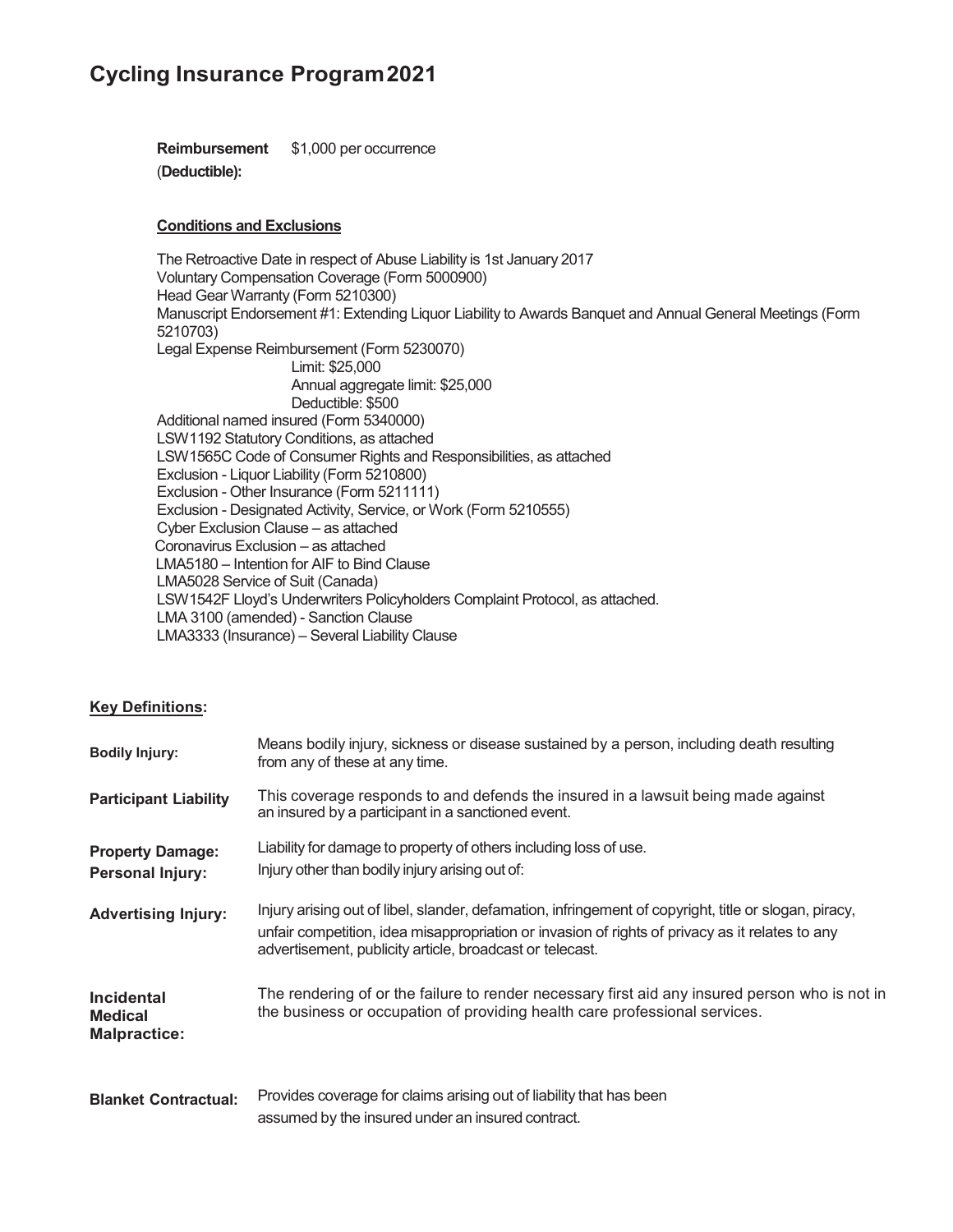# Cycling Insurance Program 2021

**Reimbursement (Deductible):** $1,000 per occurrence

**Conditions and Exclusions**

The Retroactive Date in respect of Abuse Liability is 1st January 2017
Voluntary Compensation Coverage (Form 5000900)
Head Gear Warranty (Form 5210300)
Manuscript Endorsement #1: Extending Liquor Liability to Awards Banquet and Annual General Meetings (Form 5210703)
Legal Expense Reimbursement (Form 5230070)
  Limit: $25,000
  Annual aggregate limit: $25,000
  Deductible: $500
Additional named insured (Form 5340000)
LSW1192 Statutory Conditions, as attached
LSW1565C Code of Consumer Rights and Responsibilities, as attached
Exclusion - Liquor Liability (Form 5210800)
Exclusion - Other Insurance (Form 5211111)
Exclusion - Designated Activity, Service, or Work (Form 5210555)
Cyber Exclusion Clause – as attached
Coronavirus Exclusion – as attached
LMA5180 – Intention for AIF to Bind Clause
LMA5028 Service of Suit (Canada)
LSW1542F Lloyd's Underwriters Policyholders Complaint Protocol, as attached.
LMA 3100 (amended) - Sanction Clause
LMA3333 (Insurance) – Several Liability Clause

**Key Definitions:**

| | |
|---|---|
| **Bodily Injury:** | Means bodily injury, sickness or disease sustained by a person, including death resulting from any of these at any time. |
| **Participant Liability** | This coverage responds to and defends the insured in a lawsuit being made against an insured by a participant in a sanctioned event. |
| **Property Damage:** | Liability for damage to property of others including loss of use. |
| **Personal Injury:** | Injury other than bodily injury arising out of: |
| **Advertising Injury:** | Injury arising out of libel, slander, defamation, infringement of copyright, title or slogan, piracy, unfair competition, idea misappropriation or invasion of rights of privacy as it relates to any advertisement, publicity article, broadcast or telecast. |
| **Incidental Medical Malpractice:** | The rendering of or the failure to render necessary first aid any insured person who is not in the business or occupation of providing health care professional services. |
| **Blanket Contractual:** | Provides coverage for claims arising out of liability that has been assumed by the insured under an insured contract. |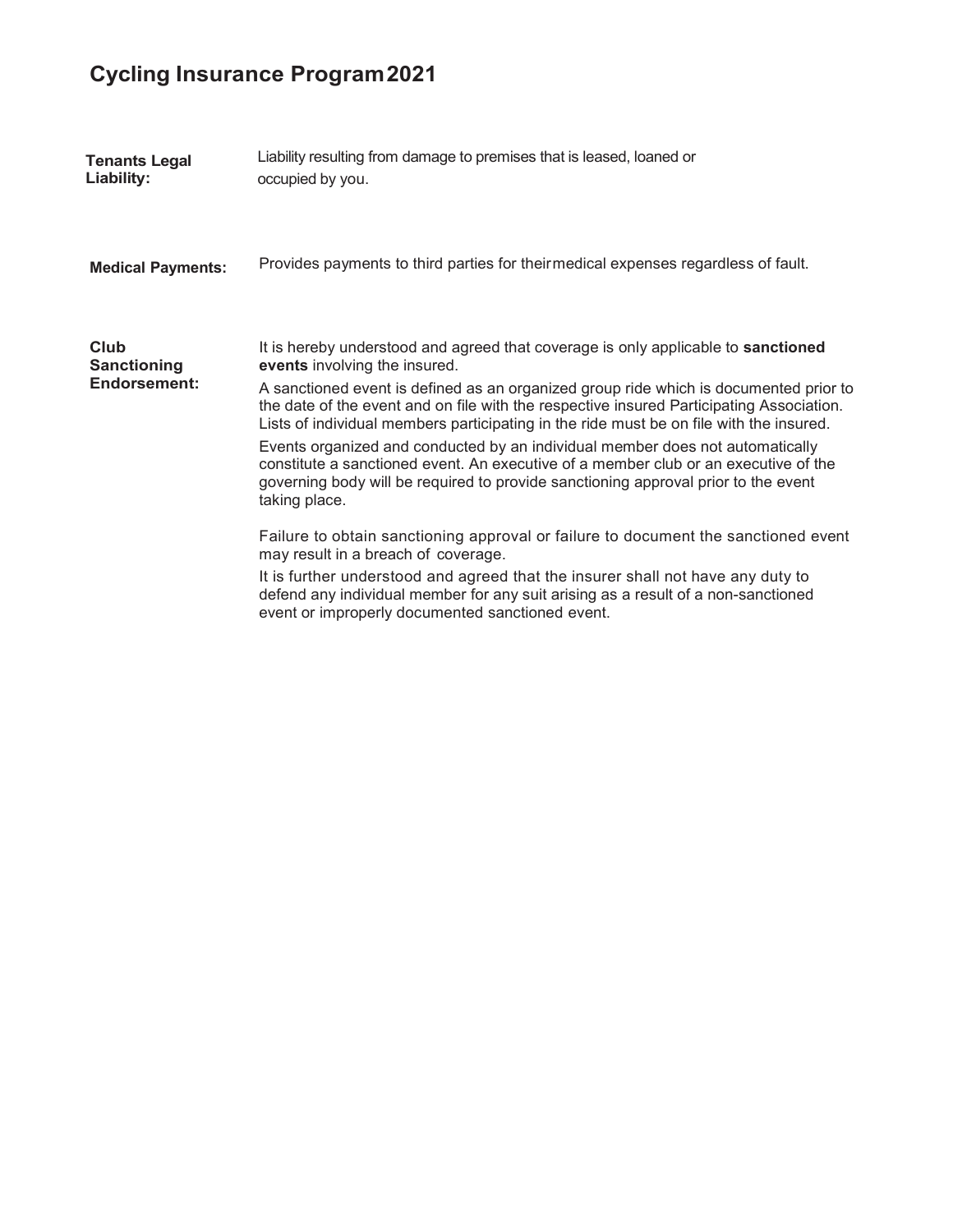# Cycling Insurance Program 2021

**Tenants Legal Liability:** Liability resulting from damage to premises that is leased, loaned or occupied by you.

**Medical Payments:** Provides payments to third parties for their medical expenses regardless of fault.

**Club Sanctioning Endorsement:**

It is hereby understood and agreed that coverage is only applicable to **sanctioned events** involving the insured.

A sanctioned event is defined as an organized group ride which is documented prior to the date of the event and on file with the respective insured Participating Association. Lists of individual members participating in the ride must be on file with the insured.

Events organized and conducted by an individual member does not automatically constitute a sanctioned event. An executive of a member club or an executive of the governing body will be required to provide sanctioning approval prior to the event taking place.

Failure to obtain sanctioning approval or failure to document the sanctioned event may result in a breach of coverage.

It is further understood and agreed that the insurer shall not have any duty to defend any individual member for any suit arising as a result of a non-sanctioned event or improperly documented sanctioned event.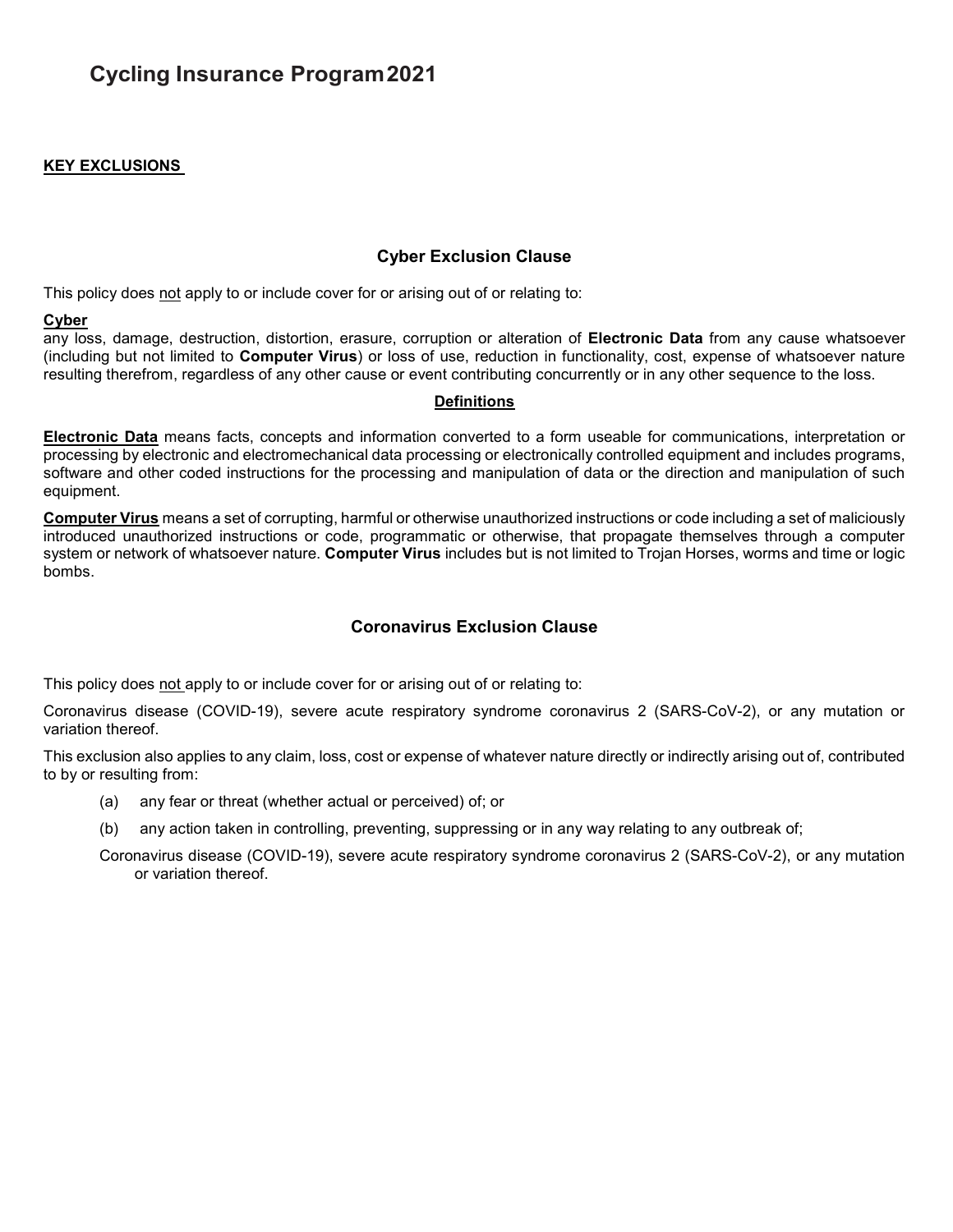# Cycling Insurance Program 2021

**KEY EXCLUSIONS**

## Cyber Exclusion Clause

This policy does not apply to or include cover for or arising out of or relating to:

**Cyber**

any loss, damage, destruction, distortion, erasure, corruption or alteration of **Electronic Data** from any cause whatsoever (including but not limited to **Computer Virus**) or loss of use, reduction in functionality, cost, expense of whatsoever nature resulting therefrom, regardless of any other cause or event contributing concurrently or in any other sequence to the loss.

**Definitions**

**Electronic Data** means facts, concepts and information converted to a form useable for communications, interpretation or processing by electronic and electromechanical data processing or electronically controlled equipment and includes programs, software and other coded instructions for the processing and manipulation of data or the direction and manipulation of such equipment.

**Computer Virus** means a set of corrupting, harmful or otherwise unauthorized instructions or code including a set of maliciously introduced unauthorized instructions or code, programmatic or otherwise, that propagate themselves through a computer system or network of whatsoever nature. **Computer Virus** includes but is not limited to Trojan Horses, worms and time or logic bombs.

## Coronavirus Exclusion Clause

This policy does not apply to or include cover for or arising out of or relating to:

Coronavirus disease (COVID-19), severe acute respiratory syndrome coronavirus 2 (SARS-CoV-2), or any mutation or variation thereof.

This exclusion also applies to any claim, loss, cost or expense of whatever nature directly or indirectly arising out of, contributed to by or resulting from:

(a) any fear or threat (whether actual or perceived) of; or

(b) any action taken in controlling, preventing, suppressing or in any way relating to any outbreak of;

Coronavirus disease (COVID-19), severe acute respiratory syndrome coronavirus 2 (SARS-CoV-2), or any mutation or variation thereof.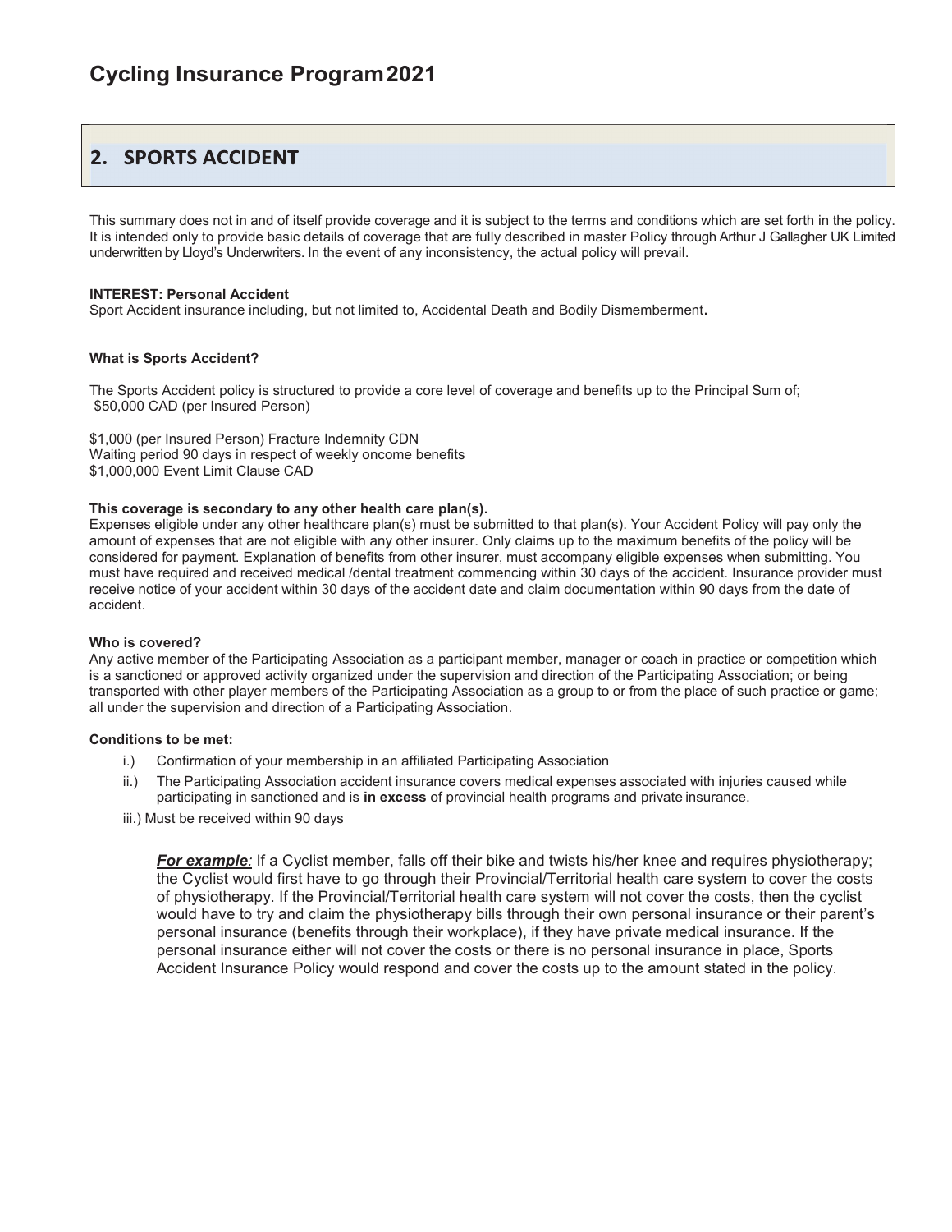# Cycling Insurance Program 2021

## 2. SPORTS ACCIDENT

This summary does not in and of itself provide coverage and it is subject to the terms and conditions which are set forth in the policy. It is intended only to provide basic details of coverage that are fully described in master Policy through Arthur J Gallagher UK Limited underwritten by Lloyd's Underwriters. In the event of any inconsistency, the actual policy will prevail.

**INTEREST: Personal Accident**
Sport Accident insurance including, but not limited to, Accidental Death and Bodily Dismemberment.

**What is Sports Accident?**

The Sports Accident policy is structured to provide a core level of coverage and benefits up to the Principal Sum of;
$50,000 CAD (per Insured Person)

$1,000 (per Insured Person) Fracture Indemnity CDN
Waiting period 90 days in respect of weekly oncome benefits
$1,000,000 Event Limit Clause CAD

**This coverage is secondary to any other health care plan(s).**
Expenses eligible under any other healthcare plan(s) must be submitted to that plan(s). Your Accident Policy will pay only the amount of expenses that are not eligible with any other insurer. Only claims up to the maximum benefits of the policy will be considered for payment. Explanation of benefits from other insurer, must accompany eligible expenses when submitting. You must have required and received medical /dental treatment commencing within 30 days of the accident. Insurance provider must receive notice of your accident within 30 days of the accident date and claim documentation within 90 days from the date of accident.

**Who is covered?**
Any active member of the Participating Association as a participant member, manager or coach in practice or competition which is a sanctioned or approved activity organized under the supervision and direction of the Participating Association; or being transported with other player members of the Participating Association as a group to or from the place of such practice or game; all under the supervision and direction of a Participating Association.

**Conditions to be met:**

i.) Confirmation of your membership in an affiliated Participating Association

ii.) The Participating Association accident insurance covers medical expenses associated with injuries caused while participating in sanctioned and is **in excess** of provincial health programs and private insurance.

iii.) Must be received within 90 days

> ***For example:*** If a Cyclist member, falls off their bike and twists his/her knee and requires physiotherapy; the Cyclist would first have to go through their Provincial/Territorial health care system to cover the costs of physiotherapy. If the Provincial/Territorial health care system will not cover the costs, then the cyclist would have to try and claim the physiotherapy bills through their own personal insurance or their parent's personal insurance (benefits through their workplace), if they have private medical insurance. If the personal insurance either will not cover the costs or there is no personal insurance in place, Sports Accident Insurance Policy would respond and cover the costs up to the amount stated in the policy.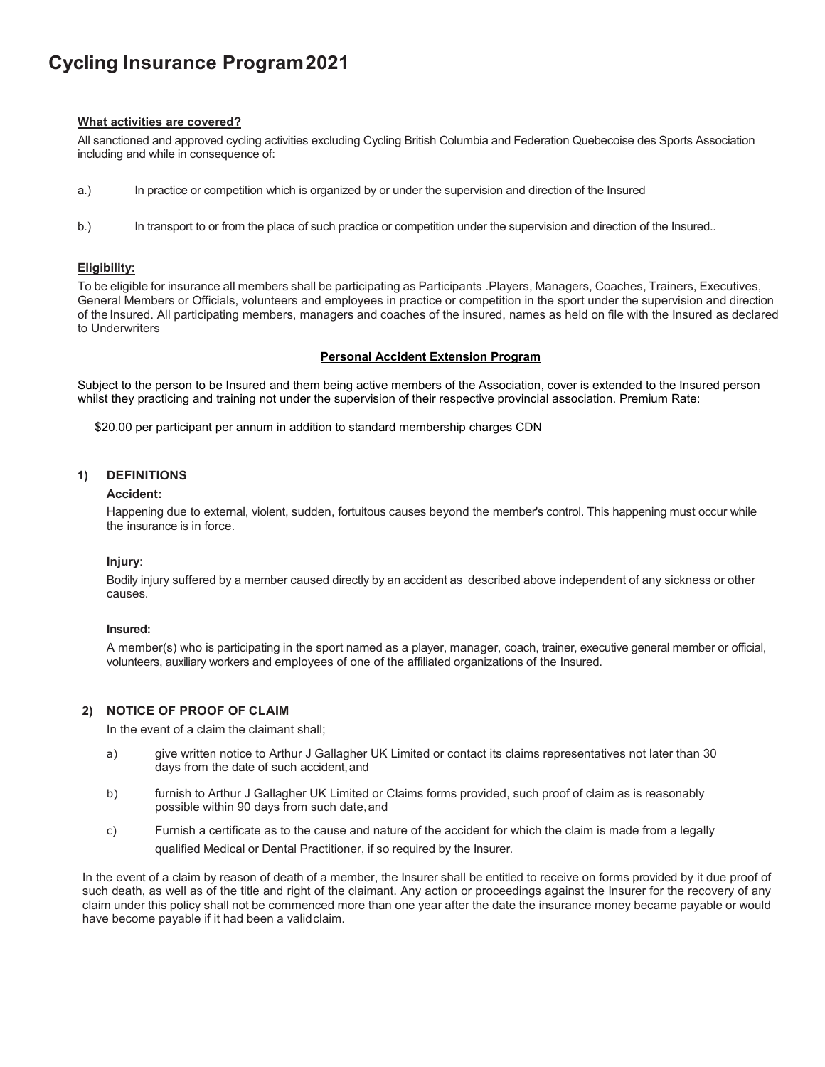# Cycling Insurance Program 2021

**What activities are covered?**

All sanctioned and approved cycling activities excluding Cycling British Columbia and Federation Quebecoise des Sports Association including and while in consequence of:

a.) In practice or competition which is organized by or under the supervision and direction of the Insured

b.) In transport to or from the place of such practice or competition under the supervision and direction of the Insured..

**Eligibility:**

To be eligible for insurance all members shall be participating as Participants .Players, Managers, Coaches, Trainers, Executives, General Members or Officials, volunteers and employees in practice or competition in the sport under the supervision and direction of the Insured. All participating members, managers and coaches of the insured, names as held on file with the Insured as declared to Underwriters

**Personal Accident Extension Program**

Subject to the person to be Insured and them being active members of the Association, cover is extended to the Insured person whilst they practicing and training not under the supervision of their respective provincial association. Premium Rate:

$20.00 per participant per annum in addition to standard membership charges CDN

## 1) DEFINITIONS

**Accident:**

Happening due to external, violent, sudden, fortuitous causes beyond the member's control. This happening must occur while the insurance is in force.

**Injury**:

Bodily injury suffered by a member caused directly by an accident as described above independent of any sickness or other causes.

**Insured:**

A member(s) who is participating in the sport named as a player, manager, coach, trainer, executive general member or official, volunteers, auxiliary workers and employees of one of the affiliated organizations of the Insured.

## 2) NOTICE OF PROOF OF CLAIM

In the event of a claim the claimant shall;

a) give written notice to Arthur J Gallagher UK Limited or contact its claims representatives not later than 30 days from the date of such accident, and

b) furnish to Arthur J Gallagher UK Limited or Claims forms provided, such proof of claim as is reasonably possible within 90 days from such date, and

c) Furnish a certificate as to the cause and nature of the accident for which the claim is made from a legally qualified Medical or Dental Practitioner, if so required by the Insurer.

In the event of a claim by reason of death of a member, the Insurer shall be entitled to receive on forms provided by it due proof of such death, as well as of the title and right of the claimant. Any action or proceedings against the Insurer for the recovery of any claim under this policy shall not be commenced more than one year after the date the insurance money became payable or would have become payable if it had been a valid claim.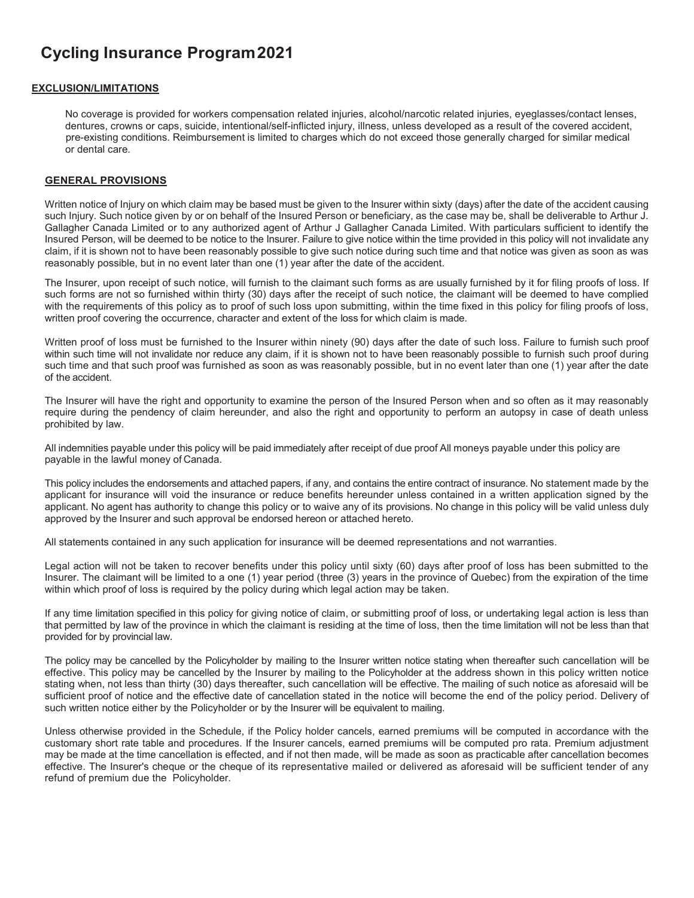# Cycling Insurance Program 2021

## EXCLUSION/LIMITATIONS

No coverage is provided for workers compensation related injuries, alcohol/narcotic related injuries, eyeglasses/contact lenses, dentures, crowns or caps, suicide, intentional/self-inflicted injury, illness, unless developed as a result of the covered accident, pre-existing conditions. Reimbursement is limited to charges which do not exceed those generally charged for similar medical or dental care.

## GENERAL PROVISIONS

Written notice of Injury on which claim may be based must be given to the Insurer within sixty (days) after the date of the accident causing such Injury. Such notice given by or on behalf of the Insured Person or beneficiary, as the case may be, shall be deliverable to Arthur J. Gallagher Canada Limited or to any authorized agent of Arthur J Gallagher Canada Limited. With particulars sufficient to identify the Insured Person, will be deemed to be notice to the Insurer. Failure to give notice within the time provided in this policy will not invalidate any claim, if it is shown not to have been reasonably possible to give such notice during such time and that notice was given as soon as was reasonably possible, but in no event later than one (1) year after the date of the accident.

The Insurer, upon receipt of such notice, will furnish to the claimant such forms as are usually furnished by it for filing proofs of loss. If such forms are not so furnished within thirty (30) days after the receipt of such notice, the claimant will be deemed to have complied with the requirements of this policy as to proof of such loss upon submitting, within the time fixed in this policy for filing proofs of loss, written proof covering the occurrence, character and extent of the loss for which claim is made.

Written proof of loss must be furnished to the Insurer within ninety (90) days after the date of such loss. Failure to furnish such proof within such time will not invalidate nor reduce any claim, if it is shown not to have been reasonably possible to furnish such proof during such time and that such proof was furnished as soon as was reasonably possible, but in no event later than one (1) year after the date of the accident.

The Insurer will have the right and opportunity to examine the person of the Insured Person when and so often as it may reasonably require during the pendency of claim hereunder, and also the right and opportunity to perform an autopsy in case of death unless prohibited by law.

All indemnities payable under this policy will be paid immediately after receipt of due proof All moneys payable under this policy are payable in the lawful money of Canada.

This policy includes the endorsements and attached papers, if any, and contains the entire contract of insurance. No statement made by the applicant for insurance will void the insurance or reduce benefits hereunder unless contained in a written application signed by the applicant. No agent has authority to change this policy or to waive any of its provisions. No change in this policy will be valid unless duly approved by the Insurer and such approval be endorsed hereon or attached hereto.

All statements contained in any such application for insurance will be deemed representations and not warranties.

Legal action will not be taken to recover benefits under this policy until sixty (60) days after proof of loss has been submitted to the Insurer. The claimant will be limited to a one (1) year period (three (3) years in the province of Quebec) from the expiration of the time within which proof of loss is required by the policy during which legal action may be taken.

If any time limitation specified in this policy for giving notice of claim, or submitting proof of loss, or undertaking legal action is less than that permitted by law of the province in which the claimant is residing at the time of loss, then the time limitation will not be less than that provided for by provincial law.

The policy may be cancelled by the Policyholder by mailing to the Insurer written notice stating when thereafter such cancellation will be effective. This policy may be cancelled by the Insurer by mailing to the Policyholder at the address shown in this policy written notice stating when, not less than thirty (30) days thereafter, such cancellation will be effective. The mailing of such notice as aforesaid will be sufficient proof of notice and the effective date of cancellation stated in the notice will become the end of the policy period. Delivery of such written notice either by the Policyholder or by the Insurer will be equivalent to mailing.

Unless otherwise provided in the Schedule, if the Policy holder cancels, earned premiums will be computed in accordance with the customary short rate table and procedures. If the Insurer cancels, earned premiums will be computed pro rata. Premium adjustment may be made at the time cancellation is effected, and if not then made, will be made as soon as practicable after cancellation becomes effective. The Insurer's cheque or the cheque of its representative mailed or delivered as aforesaid will be sufficient tender of any refund of premium due the Policyholder.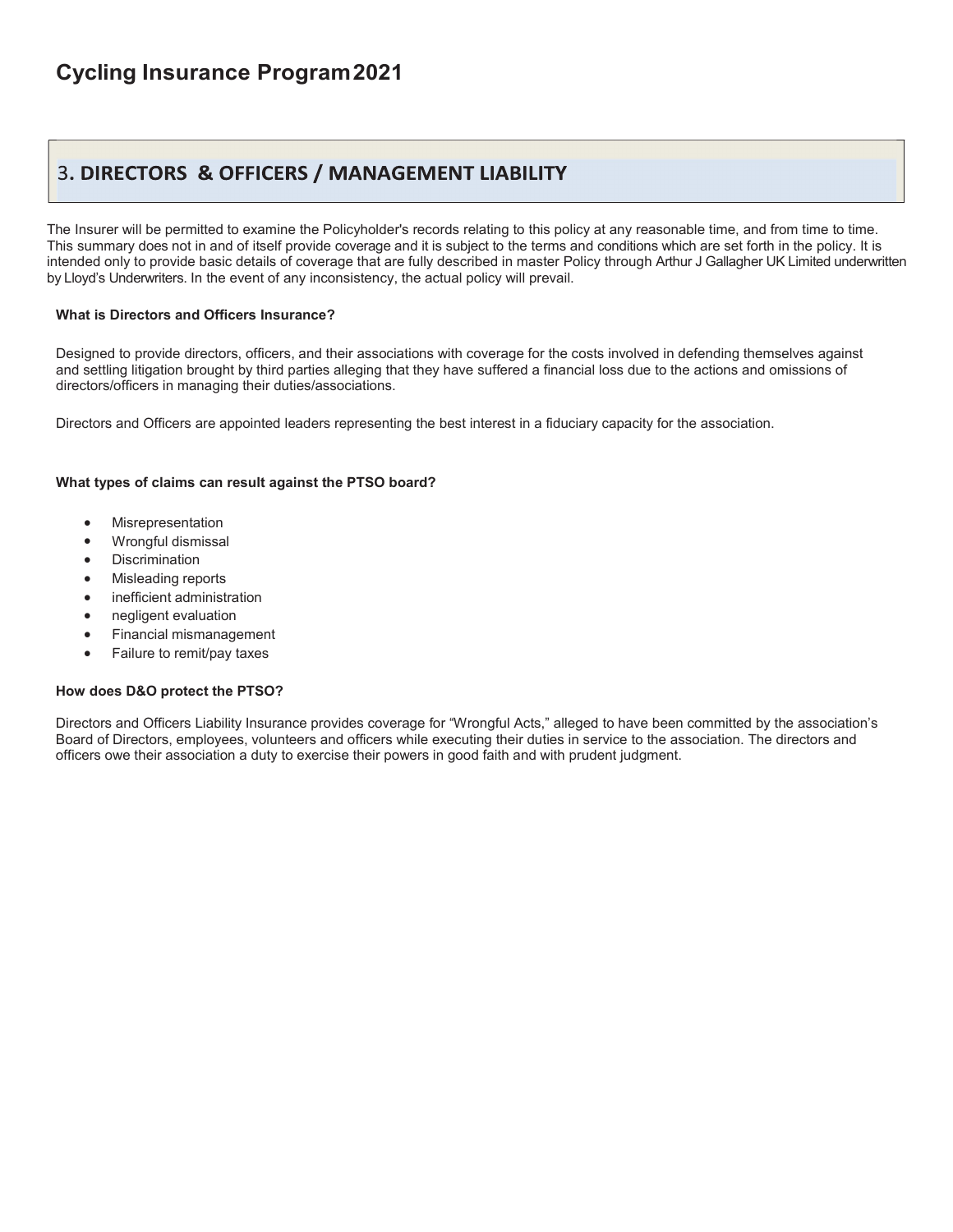# Cycling Insurance Program 2021

## 3. DIRECTORS & OFFICERS / MANAGEMENT LIABILITY

The Insurer will be permitted to examine the Policyholder's records relating to this policy at any reasonable time, and from time to time. This summary does not in and of itself provide coverage and it is subject to the terms and conditions which are set forth in the policy. It is intended only to provide basic details of coverage that are fully described in master Policy through Arthur J Gallagher UK Limited underwritten by Lloyd's Underwriters. In the event of any inconsistency, the actual policy will prevail.

**What is Directors and Officers Insurance?**

Designed to provide directors, officers, and their associations with coverage for the costs involved in defending themselves against and settling litigation brought by third parties alleging that they have suffered a financial loss due to the actions and omissions of directors/officers in managing their duties/associations.

Directors and Officers are appointed leaders representing the best interest in a fiduciary capacity for the association.

**What types of claims can result against the PTSO board?**

- Misrepresentation
- Wrongful dismissal
- Discrimination
- Misleading reports
- inefficient administration
- negligent evaluation
- Financial mismanagement
- Failure to remit/pay taxes

**How does D&O protect the PTSO?**

Directors and Officers Liability Insurance provides coverage for "Wrongful Acts," alleged to have been committed by the association's Board of Directors, employees, volunteers and officers while executing their duties in service to the association. The directors and officers owe their association a duty to exercise their powers in good faith and with prudent judgment.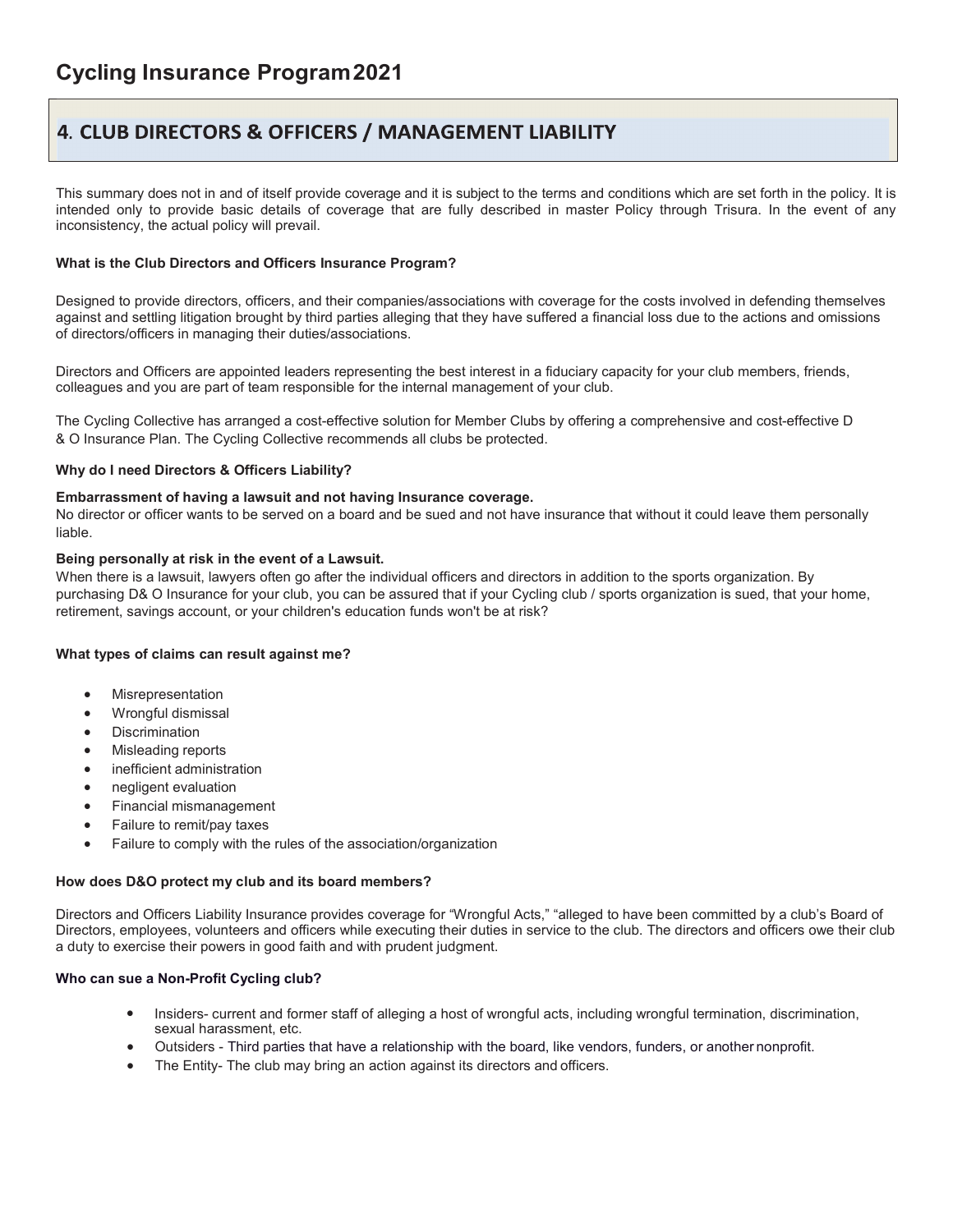# Cycling Insurance Program 2021

## 4. CLUB DIRECTORS & OFFICERS / MANAGEMENT LIABILITY

This summary does not in and of itself provide coverage and it is subject to the terms and conditions which are set forth in the policy. It is intended only to provide basic details of coverage that are fully described in master Policy through Trisura. In the event of any inconsistency, the actual policy will prevail.

**What is the Club Directors and Officers Insurance Program?**

Designed to provide directors, officers, and their companies/associations with coverage for the costs involved in defending themselves against and settling litigation brought by third parties alleging that they have suffered a financial loss due to the actions and omissions of directors/officers in managing their duties/associations.

Directors and Officers are appointed leaders representing the best interest in a fiduciary capacity for your club members, friends, colleagues and you are part of team responsible for the internal management of your club.

The Cycling Collective has arranged a cost-effective solution for Member Clubs by offering a comprehensive and cost-effective D & O Insurance Plan. The Cycling Collective recommends all clubs be protected.

**Why do I need Directors & Officers Liability?**

**Embarrassment of having a lawsuit and not having Insurance coverage.**
No director or officer wants to be served on a board and be sued and not have insurance that without it could leave them personally liable.

**Being personally at risk in the event of a Lawsuit.**
When there is a lawsuit, lawyers often go after the individual officers and directors in addition to the sports organization. By purchasing D& O Insurance for your club, you can be assured that if your Cycling club / sports organization is sued, that your home, retirement, savings account, or your children's education funds won't be at risk?

**What types of claims can result against me?**

- Misrepresentation
- Wrongful dismissal
- Discrimination
- Misleading reports
- inefficient administration
- negligent evaluation
- Financial mismanagement
- Failure to remit/pay taxes
- Failure to comply with the rules of the association/organization

**How does D&O protect my club and its board members?**

Directors and Officers Liability Insurance provides coverage for "Wrongful Acts," "alleged to have been committed by a club's Board of Directors, employees, volunteers and officers while executing their duties in service to the club. The directors and officers owe their club a duty to exercise their powers in good faith and with prudent judgment.

**Who can sue a Non-Profit Cycling club?**

- Insiders- current and former staff of alleging a host of wrongful acts, including wrongful termination, discrimination, sexual harassment, etc.
- Outsiders - Third parties that have a relationship with the board, like vendors, funders, or another nonprofit.
- The Entity- The club may bring an action against its directors and officers.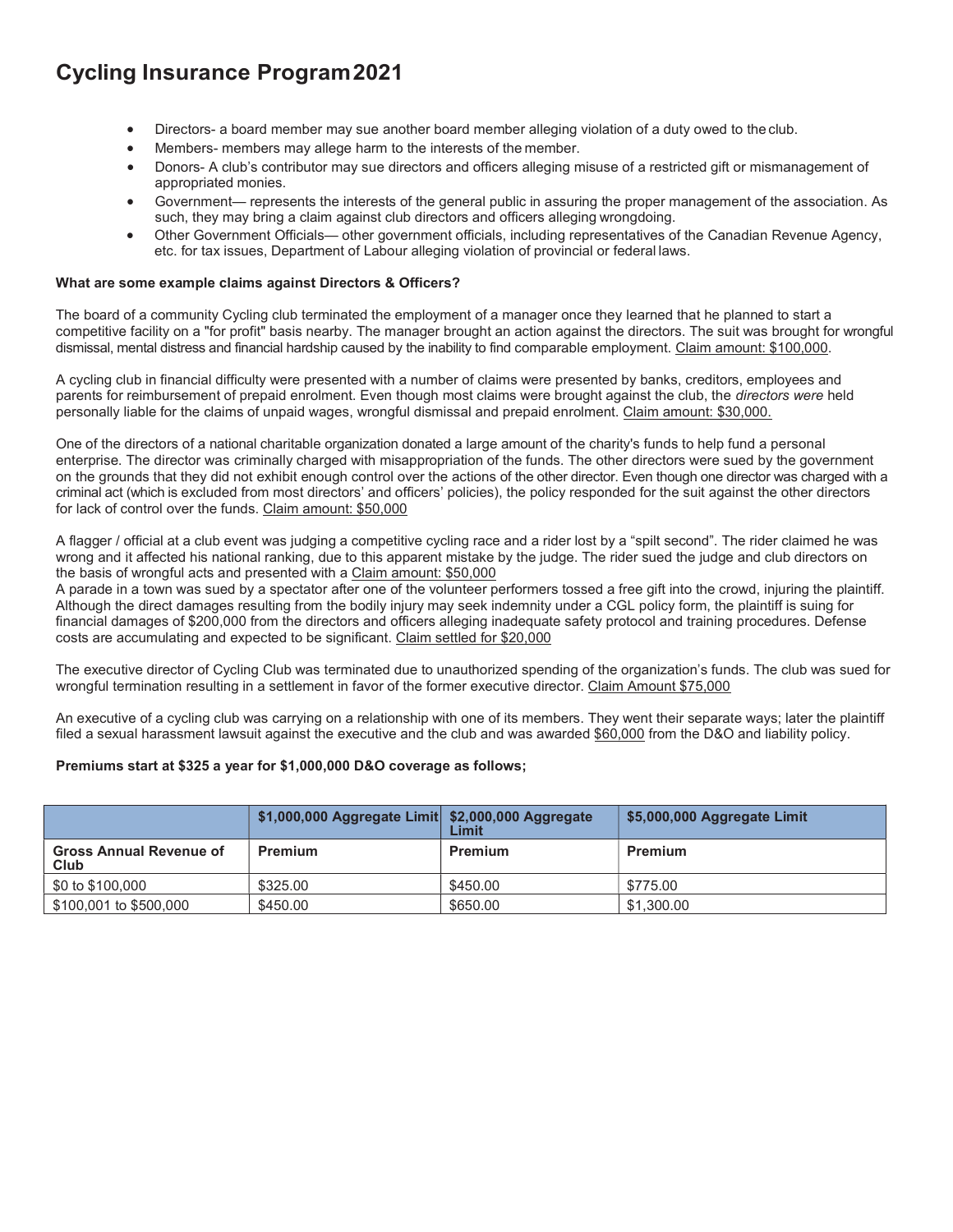# Cycling Insurance Program 2021

- Directors- a board member may sue another board member alleging violation of a duty owed to the club.
- Members- members may allege harm to the interests of the member.
- Donors- A club's contributor may sue directors and officers alleging misuse of a restricted gift or mismanagement of appropriated monies.
- Government— represents the interests of the general public in assuring the proper management of the association. As such, they may bring a claim against club directors and officers alleging wrongdoing.
- Other Government Officials— other government officials, including representatives of the Canadian Revenue Agency, etc. for tax issues, Department of Labour alleging violation of provincial or federal laws.

**What are some example claims against Directors & Officers?**

The board of a community Cycling club terminated the employment of a manager once they learned that he planned to start a competitive facility on a "for profit" basis nearby. The manager brought an action against the directors. The suit was brought for wrongful dismissal, mental distress and financial hardship caused by the inability to find comparable employment. Claim amount: $100,000.

A cycling club in financial difficulty were presented with a number of claims were presented by banks, creditors, employees and parents for reimbursement of prepaid enrolment. Even though most claims were brought against the club, the *directors were* held personally liable for the claims of unpaid wages, wrongful dismissal and prepaid enrolment. Claim amount: $30,000.

One of the directors of a national charitable organization donated a large amount of the charity's funds to help fund a personal enterprise. The director was criminally charged with misappropriation of the funds. The other directors were sued by the government on the grounds that they did not exhibit enough control over the actions of the other director. Even though one director was charged with a criminal act (which is excluded from most directors' and officers' policies), the policy responded for the suit against the other directors for lack of control over the funds. Claim amount: $50,000

A flagger / official at a club event was judging a competitive cycling race and a rider lost by a "spilt second". The rider claimed he was wrong and it affected his national ranking, due to this apparent mistake by the judge. The rider sued the judge and club directors on the basis of wrongful acts and presented with a Claim amount: $50,000
A parade in a town was sued by a spectator after one of the volunteer performers tossed a free gift into the crowd, injuring the plaintiff. Although the direct damages resulting from the bodily injury may seek indemnity under a CGL policy form, the plaintiff is suing for financial damages of $200,000 from the directors and officers alleging inadequate safety protocol and training procedures. Defense costs are accumulating and expected to be significant. Claim settled for $20,000

The executive director of Cycling Club was terminated due to unauthorized spending of the organization's funds. The club was sued for wrongful termination resulting in a settlement in favor of the former executive director. Claim Amount $75,000

An executive of a cycling club was carrying on a relationship with one of its members. They went their separate ways; later the plaintiff filed a sexual harassment lawsuit against the executive and the club and was awarded $60,000 from the D&O and liability policy.

**Premiums start at $325 a year for $1,000,000 D&O coverage as follows;**

| | $1,000,000 Aggregate Limit | $2,000,000 Aggregate Limit | $5,000,000 Aggregate Limit |
|---|---|---|---|
| **Gross Annual Revenue of Club** | **Premium** | **Premium** | **Premium** |
| $0 to $100,000 | $325.00 | $450.00 | $775.00 |
| $100,001 to $500,000 | $450.00 | $650.00 | $1,300.00 |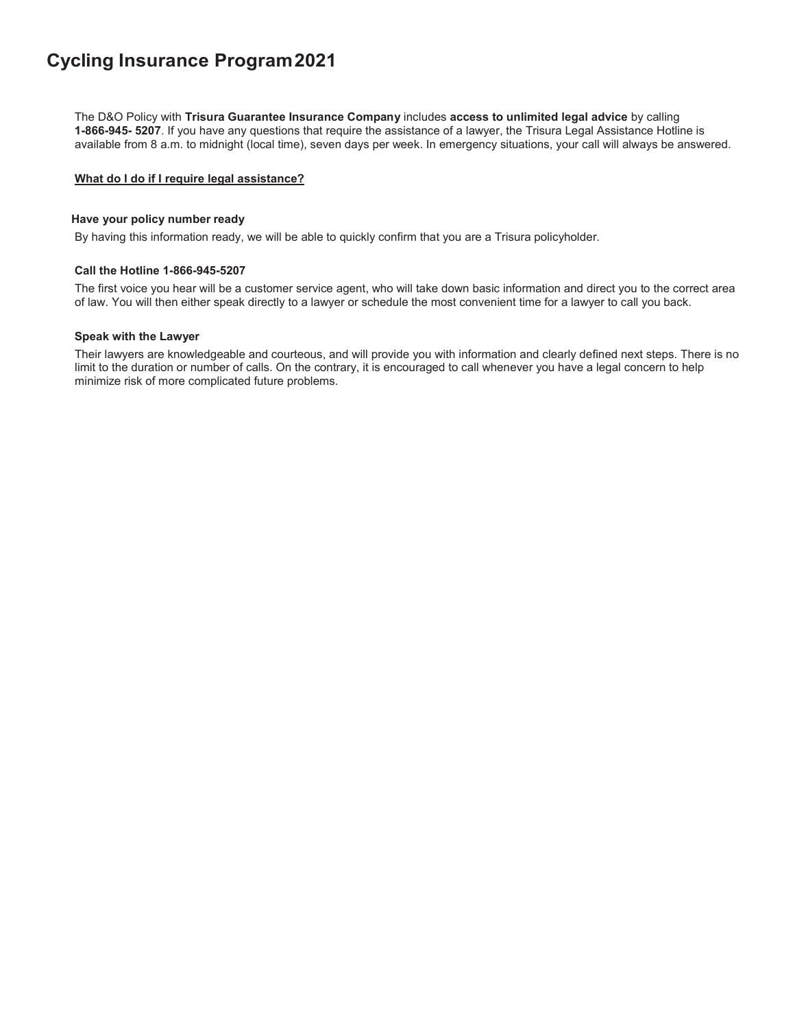# Cycling Insurance Program 2021

The D&O Policy with **Trisura Guarantee Insurance Company** includes **access to unlimited legal advice** by calling **1-866-945- 5207**. If you have any questions that require the assistance of a lawyer, the Trisura Legal Assistance Hotline is available from 8 a.m. to midnight (local time), seven days per week. In emergency situations, your call will always be answered.

**<u>What do I do if I require legal assistance?</u>**

### Have your policy number ready

By having this information ready, we will be able to quickly confirm that you are a Trisura policyholder.

### Call the Hotline 1-866-945-5207

The first voice you hear will be a customer service agent, who will take down basic information and direct you to the correct area of law. You will then either speak directly to a lawyer or schedule the most convenient time for a lawyer to call you back.

### Speak with the Lawyer

Their lawyers are knowledgeable and courteous, and will provide you with information and clearly defined next steps. There is no limit to the duration or number of calls. On the contrary, it is encouraged to call whenever you have a legal concern to help minimize risk of more complicated future problems.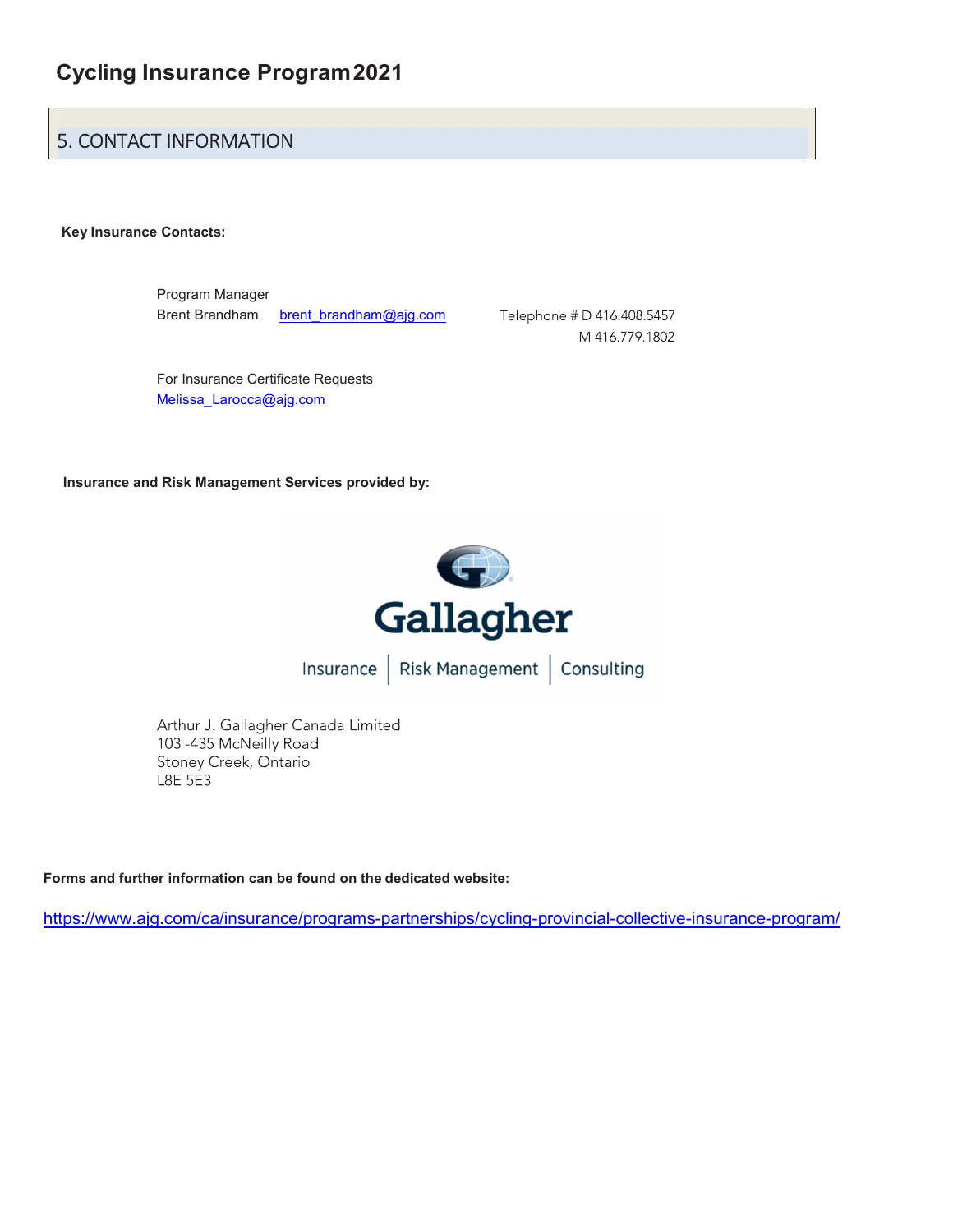# Cycling Insurance Program 2021

## 5. CONTACT INFORMATION

**Key Insurance Contacts:**

Program Manager
Brent Brandham brent_brandham@ajg.com Telephone # D 416.408.5457
M 416.779.1802

For Insurance Certificate Requests
Melissa_Larocca@ajg.com

**Insurance and Risk Management Services provided by:**

Gallagher

Insurance | Risk Management | Consulting

Arthur J. Gallagher Canada Limited
103 -435 McNeilly Road
Stoney Creek, Ontario
L8E 5E3

**Forms and further information can be found on the dedicated website:**

https://www.ajg.com/ca/insurance/programs-partnerships/cycling-provincial-collective-insurance-program/